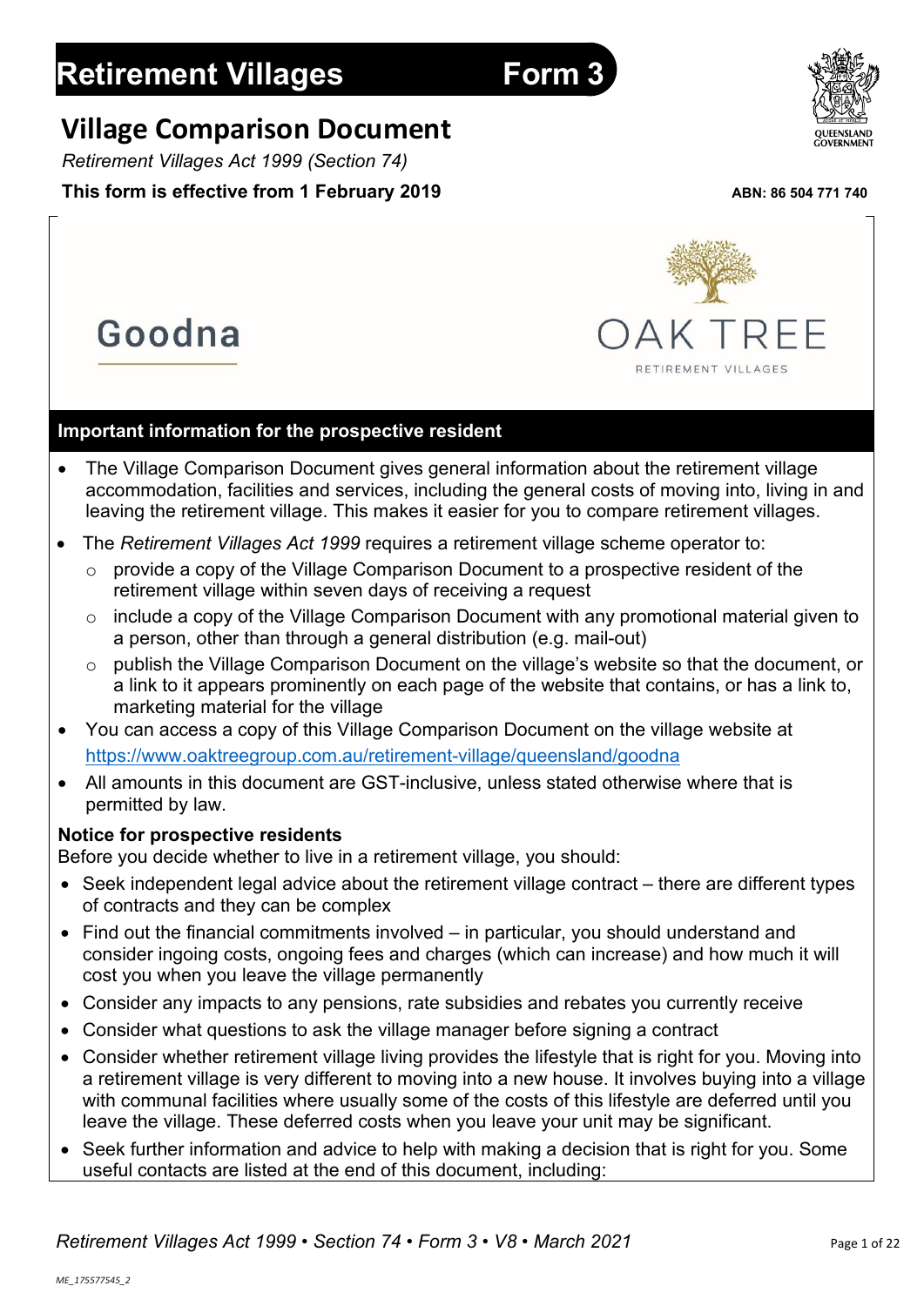# Retirement Villages Form 3

## Village Comparison Document

*Retirement Villages Act 1999 (Section 74)*

**This form is effective from 1 February 2019**

**ABN: 86 504 771 740**

Goodna

OAK TREE

RETIREMENT VILLAGES

### Important information for the prospective resident

- The Village Comparison Document gives general information about the retirement village accommodation, facilities and services, including the general costs of moving into, living in and leaving the retirement village. This makes it easier for you to compare retirement villages.
- The *Retirement Villages Act 1999* requires a retirement village scheme operator to:
  - provide a copy of the Village Comparison Document to a prospective resident of the retirement village within seven days of receiving a request
  - include a copy of the Village Comparison Document with any promotional material given to a person, other than through a general distribution (e.g. mail-out)
  - publish the Village Comparison Document on the village's website so that the document, or a link to it appears prominently on each page of the website that contains, or has a link to, marketing material for the village
- You can access a copy of this Village Comparison Document on the village website at https://www.oaktreegroup.com.au/retirement-village/queensland/goodna
- All amounts in this document are GST-inclusive, unless stated otherwise where that is permitted by law.

**Notice for prospective residents**

Before you decide whether to live in a retirement village, you should:

- Seek independent legal advice about the retirement village contract – there are different types of contracts and they can be complex
- Find out the financial commitments involved – in particular, you should understand and consider ingoing costs, ongoing fees and charges (which can increase) and how much it will cost you when you leave the village permanently
- Consider any impacts to any pensions, rate subsidies and rebates you currently receive
- Consider what questions to ask the village manager before signing a contract
- Consider whether retirement village living provides the lifestyle that is right for you. Moving into a retirement village is very different to moving into a new house. It involves buying into a village with communal facilities where usually some of the costs of this lifestyle are deferred until you leave the village. These deferred costs when you leave your unit may be significant.
- Seek further information and advice to help with making a decision that is right for you. Some useful contacts are listed at the end of this document, including: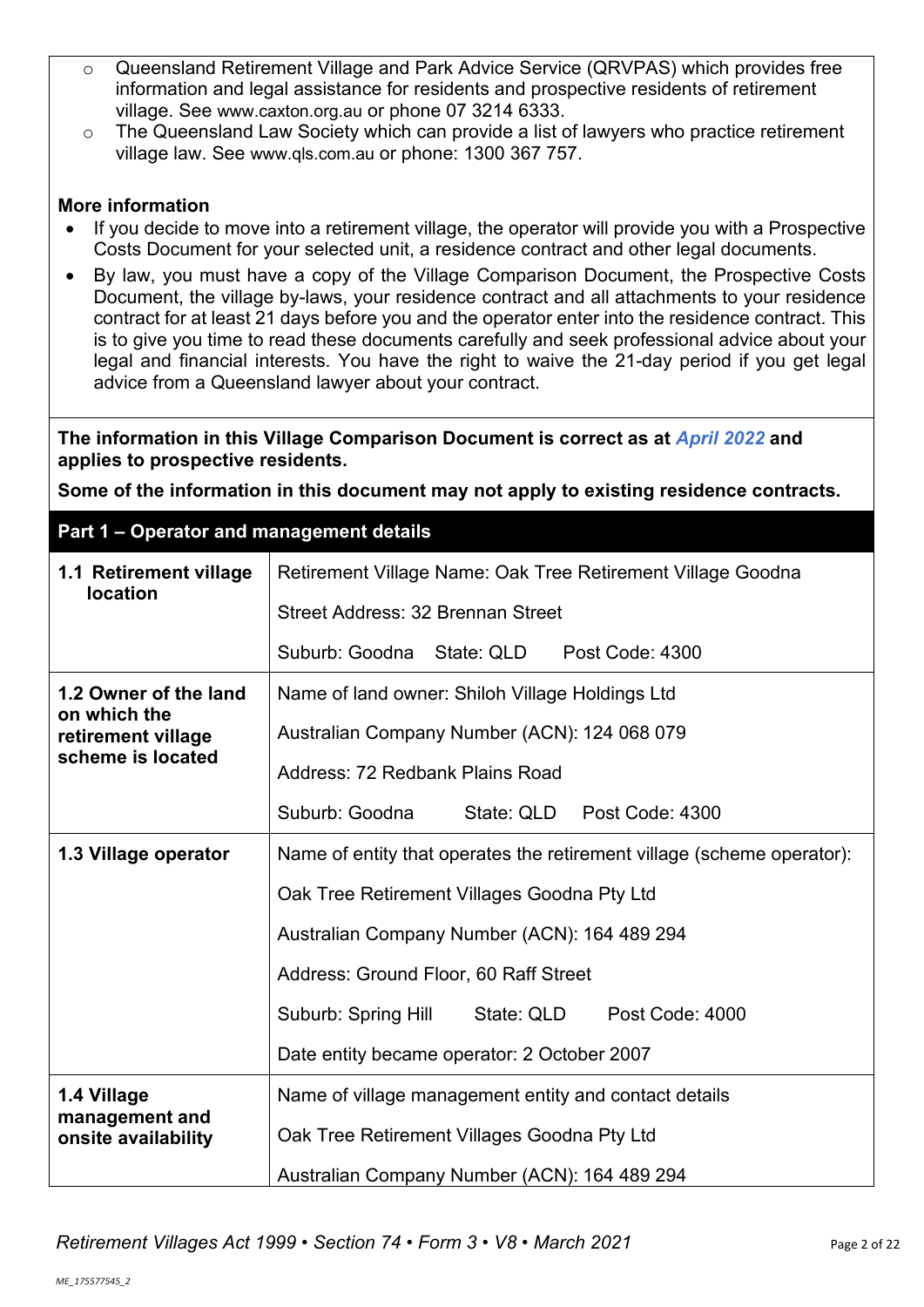- Queensland Retirement Village and Park Advice Service (QRVPAS) which provides free information and legal assistance for residents and prospective residents of retirement village. See www.caxton.org.au or phone 07 3214 6333.
- The Queensland Law Society which can provide a list of lawyers who practice retirement village law. See www.qls.com.au or phone: 1300 367 757.

**More information**

- If you decide to move into a retirement village, the operator will provide you with a Prospective Costs Document for your selected unit, a residence contract and other legal documents.
- By law, you must have a copy of the Village Comparison Document, the Prospective Costs Document, the village by-laws, your residence contract and all attachments to your residence contract for at least 21 days before you and the operator enter into the residence contract. This is to give you time to read these documents carefully and seek professional advice about your legal and financial interests. You have the right to waive the 21-day period if you get legal advice from a Queensland lawyer about your contract.

**The information in this Village Comparison Document is correct as at *April 2022* and applies to prospective residents.**

**Some of the information in this document may not apply to existing residence contracts.**

## Part 1 – Operator and management details

| | |
|---|---|
| **1.1 Retirement village location** | Retirement Village Name: Oak Tree Retirement Village Goodna<br>Street Address: 32 Brennan Street<br>Suburb: Goodna State: QLD Post Code: 4300 |
| **1.2 Owner of the land on which the retirement village scheme is located** | Name of land owner: Shiloh Village Holdings Ltd<br>Australian Company Number (ACN): 124 068 079<br>Address: 72 Redbank Plains Road<br>Suburb: Goodna State: QLD Post Code: 4300 |
| **1.3 Village operator** | Name of entity that operates the retirement village (scheme operator):<br>Oak Tree Retirement Villages Goodna Pty Ltd<br>Australian Company Number (ACN): 164 489 294<br>Address: Ground Floor, 60 Raff Street<br>Suburb: Spring Hill State: QLD Post Code: 4000<br>Date entity became operator: 2 October 2007 |
| **1.4 Village management and onsite availability** | Name of village management entity and contact details<br>Oak Tree Retirement Villages Goodna Pty Ltd<br>Australian Company Number (ACN): 164 489 294 |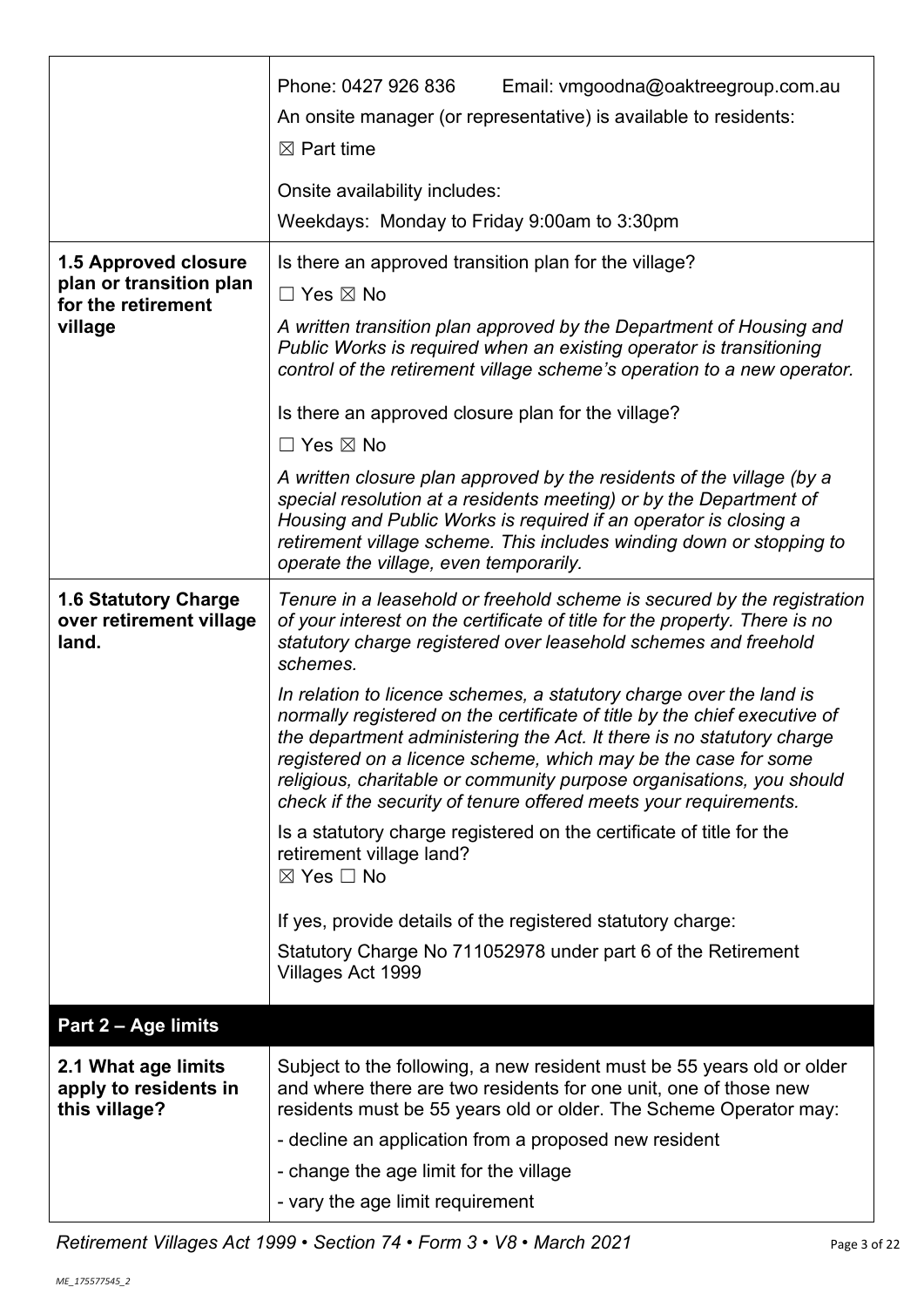| | |
|---|---|
| | Phone: 0427 926 836 Email: vmgoodna@oaktreegroup.com.au<br>An onsite manager (or representative) is available to residents:<br>☒ Part time<br><br>Onsite availability includes:<br>Weekdays: Monday to Friday 9:00am to 3:30pm |
| **1.5 Approved closure plan or transition plan for the retirement village** | Is there an approved transition plan for the village?<br>☐ Yes ☒ No<br>*A written transition plan approved by the Department of Housing and Public Works is required when an existing operator is transitioning control of the retirement village scheme's operation to a new operator.*<br><br>Is there an approved closure plan for the village?<br>☐ Yes ☒ No<br>*A written closure plan approved by the residents of the village (by a special resolution at a residents meeting) or by the Department of Housing and Public Works is required if an operator is closing a retirement village scheme. This includes winding down or stopping to operate the village, even temporarily.* |
| **1.6 Statutory Charge over retirement village land.** | *Tenure in a leasehold or freehold scheme is secured by the registration of your interest on the certificate of title for the property. There is no statutory charge registered over leasehold schemes and freehold schemes.*<br><br>*In relation to licence schemes, a statutory charge over the land is normally registered on the certificate of title by the chief executive of the department administering the Act. It there is no statutory charge registered on a licence scheme, which may be the case for some religious, charitable or community purpose organisations, you should check if the security of tenure offered meets your requirements.*<br><br>Is a statutory charge registered on the certificate of title for the retirement village land?<br>☒ Yes ☐ No<br><br>If yes, provide details of the registered statutory charge:<br>Statutory Charge No 711052978 under part 6 of the Retirement Villages Act 1999 |

## Part 2 – Age limits

| | |
|---|---|
| **2.1 What age limits apply to residents in this village?** | Subject to the following, a new resident must be 55 years old or older and where there are two residents for one unit, one of those new residents must be 55 years old or older. The Scheme Operator may:<br>- decline an application from a proposed new resident<br>- change the age limit for the village<br>- vary the age limit requirement |

*Retirement Villages Act 1999 • Section 74 • Form 3 • V8 • March 2021*

*ME_175577545_2*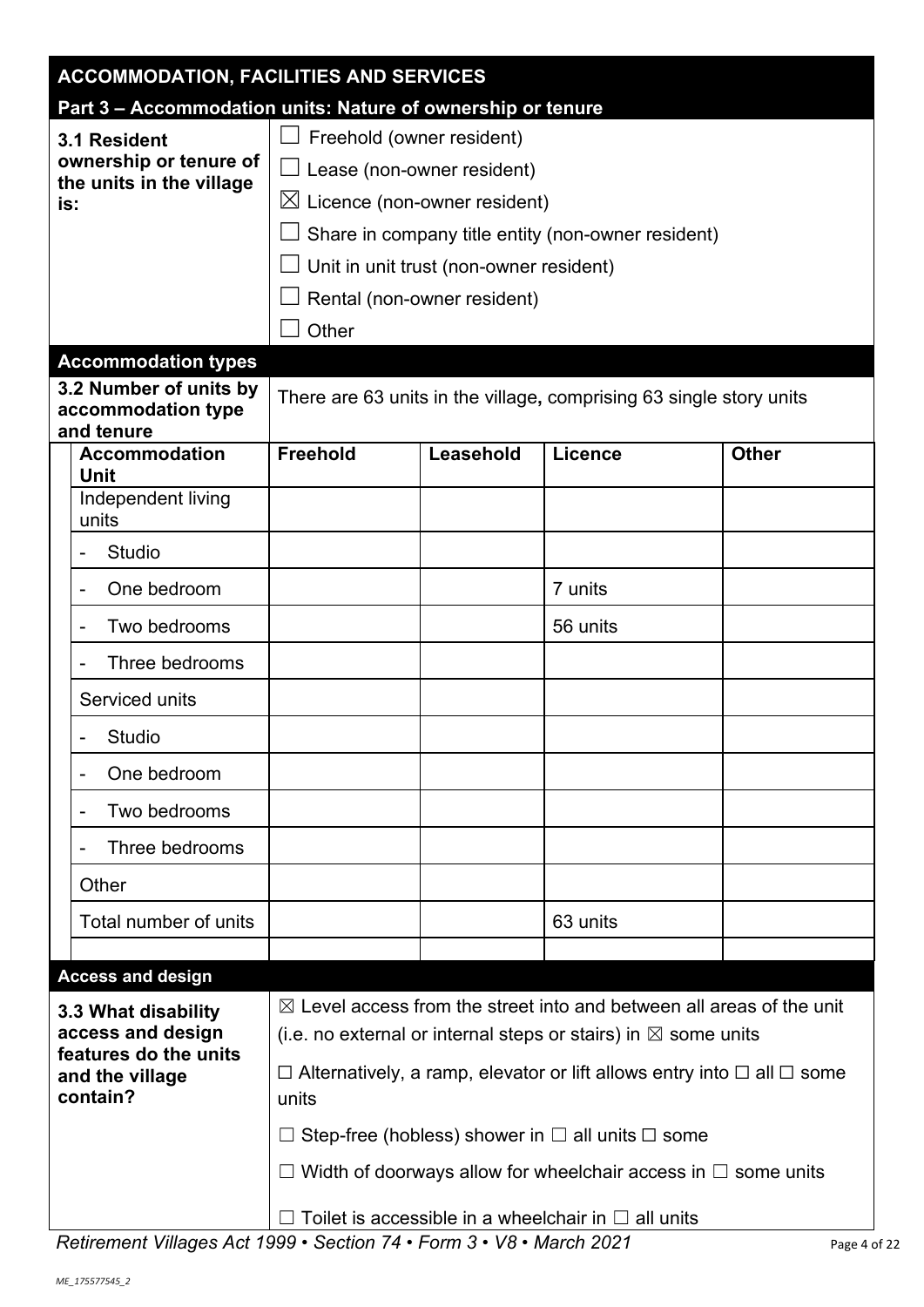## ACCOMMODATION, FACILITIES AND SERVICES

### Part 3 – Accommodation units: Nature of ownership or tenure

**3.1 Resident ownership or tenure of the units in the village is:**

☐ Freehold (owner resident)

☐ Lease (non-owner resident)

☒ Licence (non-owner resident)

☐ Share in company title entity (non-owner resident)

☐ Unit in unit trust (non-owner resident)

☐ Rental (non-owner resident)

☐ Other

### Accommodation types

**3.2 Number of units by accommodation type and tenure**

There are 63 units in the village**,** comprising 63 single story units

| Accommodation Unit | Freehold | Leasehold | Licence | Other |
|---|---|---|---|---|
| Independent living units | | | | |
| - Studio | | | | |
| - One bedroom | | | 7 units | |
| - Two bedrooms | | | 56 units | |
| - Three bedrooms | | | | |
| Serviced units | | | | |
| - Studio | | | | |
| - One bedroom | | | | |
| - Two bedrooms | | | | |
| - Three bedrooms | | | | |
| Other | | | | |
| Total number of units | | | 63 units | |
| | | | | |

### Access and design

**3.3 What disability access and design features do the units and the village contain?**

☒ Level access from the street into and between all areas of the unit (i.e. no external or internal steps or stairs) in ☒ some units

☐ Alternatively, a ramp, elevator or lift allows entry into ☐ all ☐ some units

☐ Step-free (hobless) shower in ☐ all units ☐ some

☐ Width of doorways allow for wheelchair access in ☐ some units

☐ Toilet is accessible in a wheelchair in ☐ all units

*Retirement Villages Act 1999 • Section 74 • Form 3 • V8 • March 2021*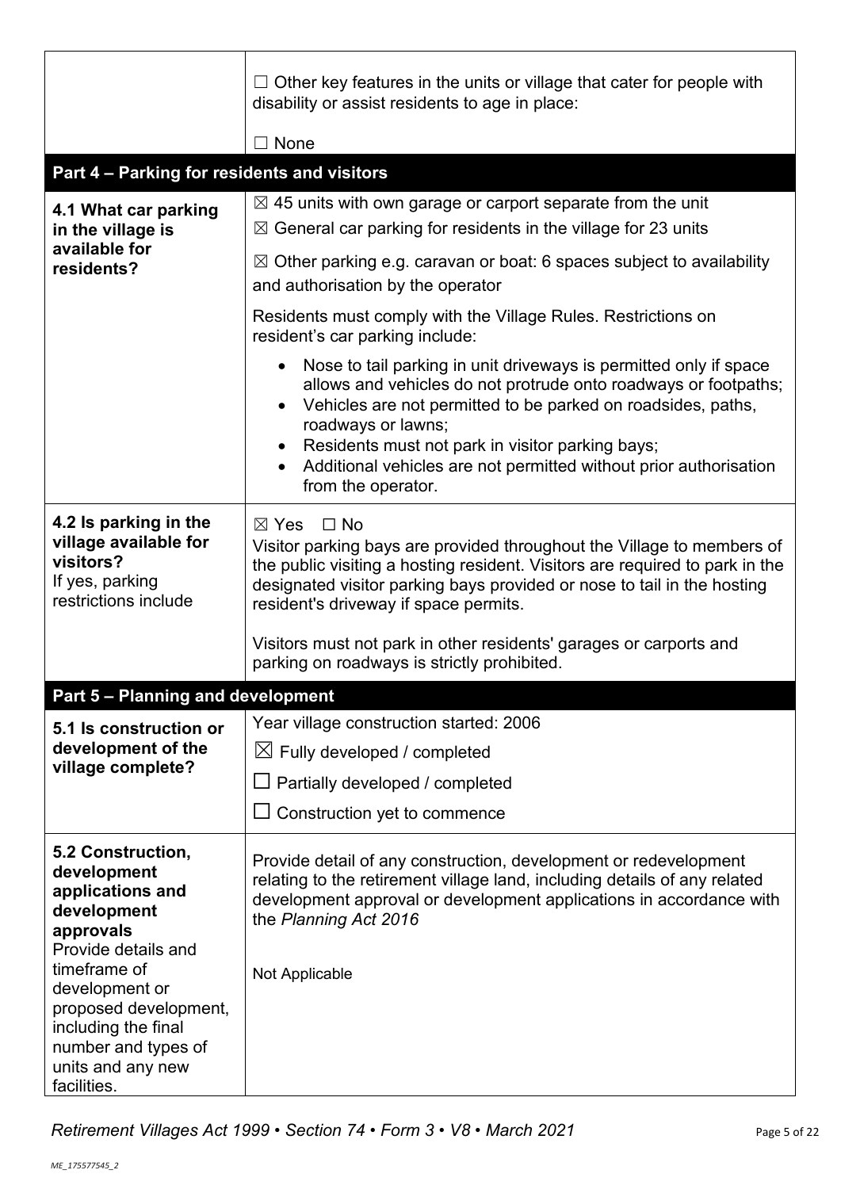| | |
|---|---|
| | ☐ Other key features in the units or village that cater for people with disability or assist residents to age in place:<br><br>☐ None |

## Part 4 – Parking for residents and visitors

| | |
|---|---|
| **4.1 What car parking in the village is available for residents?** | ☒ 45 units with own garage or carport separate from the unit<br>☒ General car parking for residents in the village for 23 units<br>☒ Other parking e.g. caravan or boat: 6 spaces subject to availability and authorisation by the operator<br><br>Residents must comply with the Village Rules. Restrictions on resident's car parking include:<br>• Nose to tail parking in unit driveways is permitted only if space allows and vehicles do not protrude onto roadways or footpaths;<br>• Vehicles are not permitted to be parked on roadsides, paths, roadways or lawns;<br>• Residents must not park in visitor parking bays;<br>• Additional vehicles are not permitted without prior authorisation from the operator. |
| **4.2 Is parking in the village available for visitors?**<br>If yes, parking restrictions include | ☒ Yes ☐ No<br>Visitor parking bays are provided throughout the Village to members of the public visiting a hosting resident. Visitors are required to park in the designated visitor parking bays provided or nose to tail in the hosting resident's driveway if space permits.<br><br>Visitors must not park in other residents' garages or carports and parking on roadways is strictly prohibited. |

## Part 5 – Planning and development

| | |
|---|---|
| **5.1 Is construction or development of the village complete?** | Year village construction started: 2006<br>☒ Fully developed / completed<br>☐ Partially developed / completed<br>☐ Construction yet to commence |
| **5.2 Construction, development applications and development approvals**<br>Provide details and timeframe of development or proposed development, including the final number and types of units and any new facilities. | Provide detail of any construction, development or redevelopment relating to the retirement village land, including details of any related development approval or development applications in accordance with the *Planning Act 2016*<br><br>Not Applicable |

*Retirement Villages Act 1999 • Section 74 • Form 3 • V8 • March 2021*

*ME_175577545_2*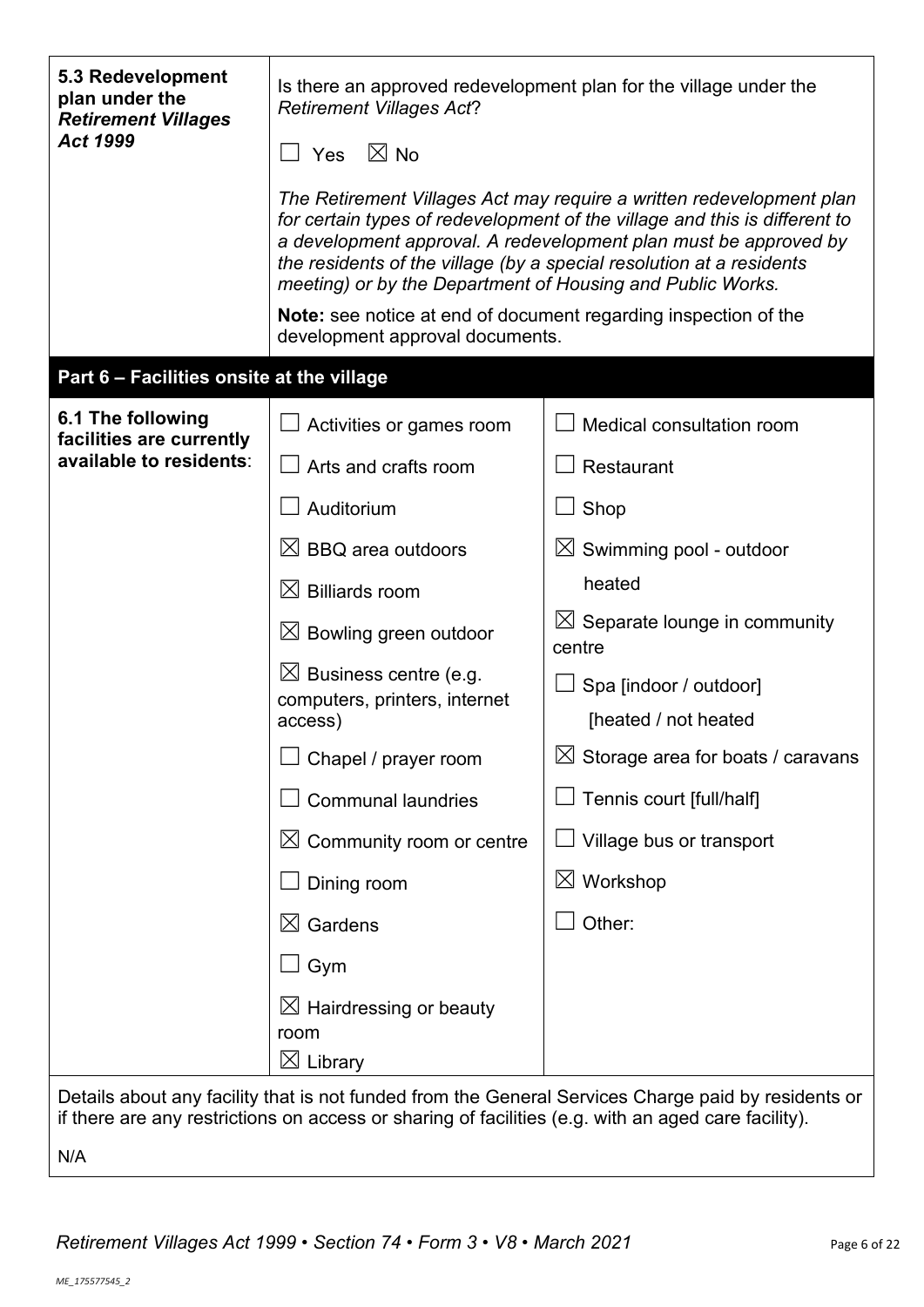| | |
|---|---|
| **5.3 Redevelopment plan under the *Retirement Villages Act 1999*** | Is there an approved redevelopment plan for the village under the *Retirement Villages Act*?<br><br>☐ Yes ☒ No<br><br>*The Retirement Villages Act may require a written redevelopment plan for certain types of redevelopment of the village and this is different to a development approval. A redevelopment plan must be approved by the residents of the village (by a special resolution at a residents meeting) or by the Department of Housing and Public Works.*<br><br>**Note:** see notice at end of document regarding inspection of the development approval documents. |

## Part 6 – Facilities onsite at the village

| | | |
|---|---|---|
| **6.1 The following facilities are currently available to residents**: | ☐ Activities or games room | ☐ Medical consultation room |
| | ☐ Arts and crafts room | ☐ Restaurant |
| | ☐ Auditorium | ☐ Shop |
| | ☒ BBQ area outdoors | ☒ Swimming pool - outdoor heated |
| | ☒ Billiards room | ☒ Separate lounge in community centre |
| | ☒ Bowling green outdoor | ☐ Spa [indoor / outdoor] [heated / not heated |
| | ☒ Business centre (e.g. computers, printers, internet access) | ☒ Storage area for boats / caravans |
| | ☐ Chapel / prayer room | ☐ Tennis court [full/half] |
| | ☐ Communal laundries | ☐ Village bus or transport |
| | ☒ Community room or centre | ☒ Workshop |
| | ☐ Dining room | ☐ Other: |
| | ☒ Gardens | |
| | ☐ Gym | |
| | ☒ Hairdressing or beauty room | |
| | ☒ Library | |

Details about any facility that is not funded from the General Services Charge paid by residents or if there are any restrictions on access or sharing of facilities (e.g. with an aged care facility).

N/A

*Retirement Villages Act 1999 • Section 74 • Form 3 • V8 • March 2021*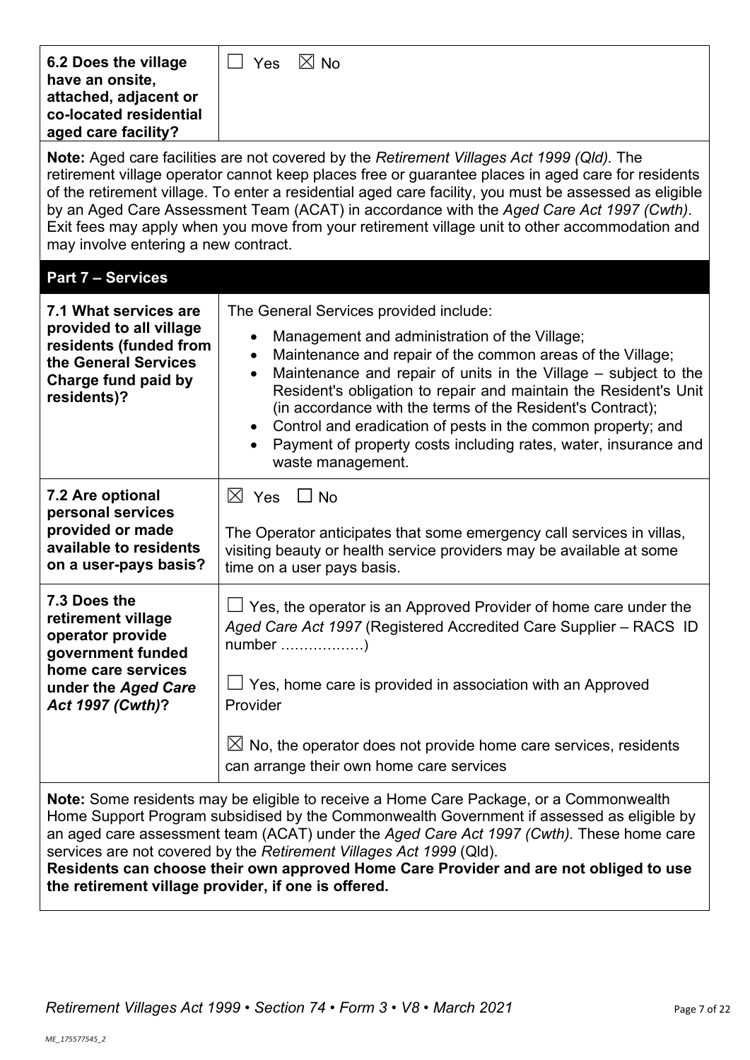| | |
|---|---|
| **6.2 Does the village have an onsite, attached, adjacent or co-located residential aged care facility?** | ☐ Yes ☒ No |

**Note:** Aged care facilities are not covered by the *Retirement Villages Act 1999 (Qld).* The retirement village operator cannot keep places free or guarantee places in aged care for residents of the retirement village. To enter a residential aged care facility, you must be assessed as eligible by an Aged Care Assessment Team (ACAT) in accordance with the *Aged Care Act 1997 (Cwth)*. Exit fees may apply when you move from your retirement village unit to other accommodation and may involve entering a new contract.

## Part 7 – Services

| | |
|---|---|
| **7.1 What services are provided to all village residents (funded from the General Services Charge fund paid by residents)?** | The General Services provided include:<br>• Management and administration of the Village;<br>• Maintenance and repair of the common areas of the Village;<br>• Maintenance and repair of units in the Village – subject to the Resident's obligation to repair and maintain the Resident's Unit (in accordance with the terms of the Resident's Contract);<br>• Control and eradication of pests in the common property; and<br>• Payment of property costs including rates, water, insurance and waste management. |
| **7.2 Are optional personal services provided or made available to residents on a user-pays basis?** | ☒ Yes ☐ No<br><br>The Operator anticipates that some emergency call services in villas, visiting beauty or health service providers may be available at some time on a user pays basis. |
| **7.3 Does the retirement village operator provide government funded home care services under the *Aged Care Act 1997 (Cwth)*?** | ☐ Yes, the operator is an Approved Provider of home care under the *Aged Care Act 1997* (Registered Accredited Care Supplier – RACS ID number ………………)<br><br>☐ Yes, home care is provided in association with an Approved Provider<br><br>☒ No, the operator does not provide home care services, residents can arrange their own home care services |

**Note:** Some residents may be eligible to receive a Home Care Package, or a Commonwealth Home Support Program subsidised by the Commonwealth Government if assessed as eligible by an aged care assessment team (ACAT) under the *Aged Care Act 1997 (Cwth).* These home care services are not covered by the *Retirement Villages Act 1999* (Qld).
**Residents can choose their own approved Home Care Provider and are not obliged to use the retirement village provider, if one is offered.**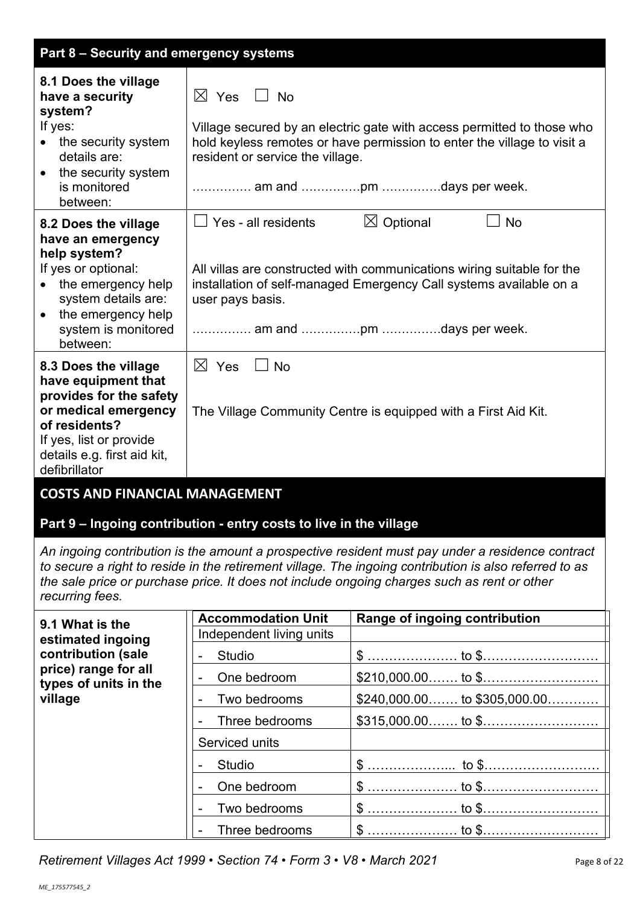## Part 8 – Security and emergency systems

| | |
|---|---|
| **8.1 Does the village have a security system?**<br>If yes:<br>• the security system details are:<br>• the security system is monitored between: | ☒ Yes ☐ No<br><br>Village secured by an electric gate with access permitted to those who hold keyless remotes or have permission to enter the village to visit a resident or service the village.<br><br>………….. am and ……………pm ……………days per week. |
| **8.2 Does the village have an emergency help system?**<br>If yes or optional:<br>• the emergency help system details are:<br>• the emergency help system is monitored between: | ☐ Yes - all residents ☒ Optional ☐ No<br><br>All villas are constructed with communications wiring suitable for the installation of self-managed Emergency Call systems available on a user pays basis.<br><br>………….. am and ……………pm ……………days per week. |
| **8.3 Does the village have equipment that provides for the safety or medical emergency of residents?**<br>If yes, list or provide details e.g. first aid kit, defibrillator | ☒ Yes ☐ No<br><br>The Village Community Centre is equipped with a First Aid Kit. |

# COSTS AND FINANCIAL MANAGEMENT

## Part 9 – Ingoing contribution - entry costs to live in the village

*An ingoing contribution is the amount a prospective resident must pay under a residence contract to secure a right to reside in the retirement village. The ingoing contribution is also referred to as the sale price or purchase price. It does not include ongoing charges such as rent or other recurring fees.*

**9.1 What is the estimated ingoing contribution (sale price) range for all types of units in the village**

| Accommodation Unit | Range of ingoing contribution |
|---|---|
| Independent living units | |
| - Studio | $ ………………… to $……………………… |
| - One bedroom | $210,000.00……. to $……………………… |
| - Two bedrooms | $240,000.00……. to $305,000.00………… |
| - Three bedrooms | $315,000.00……. to $……………………… |
| Serviced units | |
| - Studio | $ ………………... to $……………………… |
| - One bedroom | $ ………………… to $……………………… |
| - Two bedrooms | $ ………………… to $……………………… |
| - Three bedrooms | $ ………………… to $……………………… |

*Retirement Villages Act 1999 • Section 74 • Form 3 • V8 • March 2021*

ME_175577545_2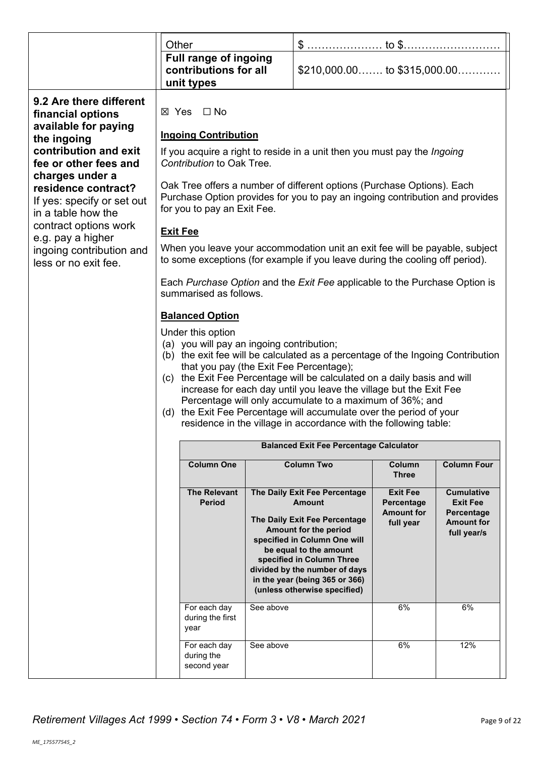| | | |
|---|---|---|
| | Other | $ ………………… to $……………………… |
| | **Full range of ingoing contributions for all unit types** | $210,000.00……. to $315,000.00………… |

**9.2 Are there different financial options available for paying the ingoing contribution and exit fee or other fees and charges under a residence contract?**
If yes: specify or set out in a table how the contract options work e.g. pay a higher ingoing contribution and less or no exit fee.

☒ Yes ☐ No

**Ingoing Contribution**

If you acquire a right to reside in a unit then you must pay the *Ingoing Contribution* to Oak Tree.

Oak Tree offers a number of different options (Purchase Options). Each Purchase Option provides for you to pay an ingoing contribution and provides for you to pay an Exit Fee.

**Exit Fee**

When you leave your accommodation unit an exit fee will be payable, subject to some exceptions (for example if you leave during the cooling off period).

Each *Purchase Option* and the *Exit Fee* applicable to the Purchase Option is summarised as follows.

**Balanced Option**

Under this option

(a) you will pay an ingoing contribution;
(b) the exit fee will be calculated as a percentage of the Ingoing Contribution that you pay (the Exit Fee Percentage);
(c) the Exit Fee Percentage will be calculated on a daily basis and will increase for each day until you leave the village but the Exit Fee Percentage will only accumulate to a maximum of 36%; and
(d) the Exit Fee Percentage will accumulate over the period of your residence in the village in accordance with the following table:

| **Balanced Exit Fee Percentage Calculator** | | | |
|---|---|---|---|
| **Column One** | **Column Two** | **Column Three** | **Column Four** |
| **The Relevant Period** | **The Daily Exit Fee Percentage Amount**<br><br>**The Daily Exit Fee Percentage Amount for the period specified in Column One will be equal to the amount specified in Column Three divided by the number of days in the year (being 365 or 366) (unless otherwise specified)** | **Exit Fee Percentage Amount for full year** | **Cumulative Exit Fee Percentage Amount for full year/s** |
| For each day during the first year | See above | 6% | 6% |
| For each day during the second year | See above | 6% | 12% |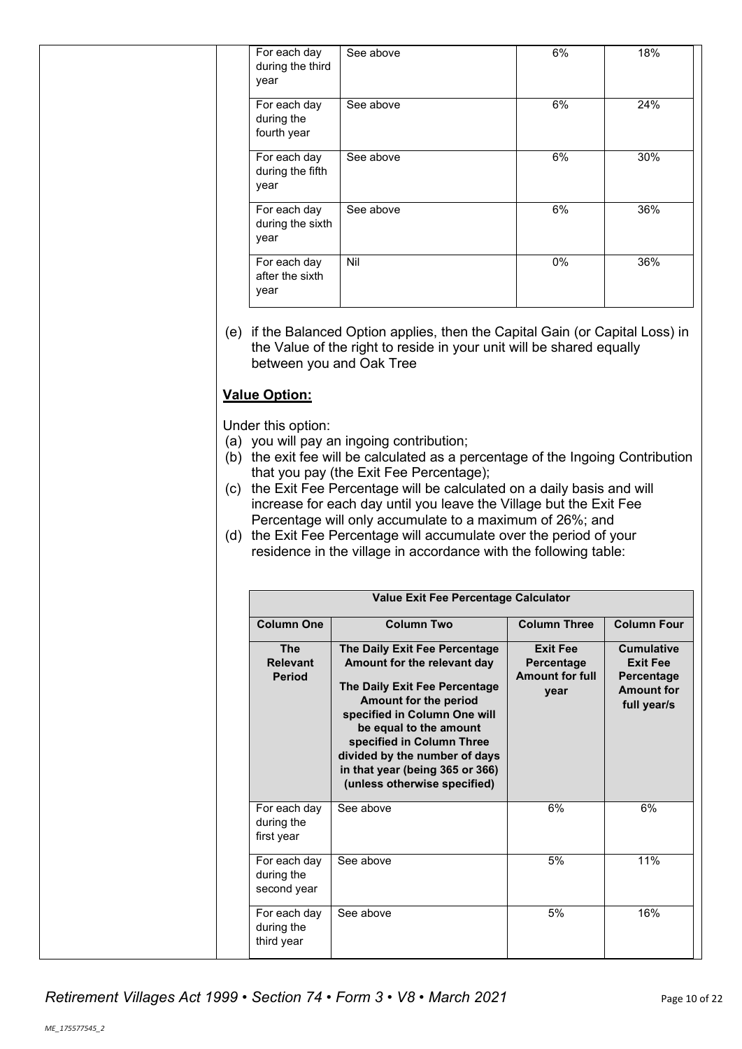| | | | |
|---|---|---|---|
| For each day during the third year | See above | 6% | 18% |
| For each day during the fourth year | See above | 6% | 24% |
| For each day during the fifth year | See above | 6% | 30% |
| For each day during the sixth year | See above | 6% | 36% |
| For each day after the sixth year | Nil | 0% | 36% |

(e) if the Balanced Option applies, then the Capital Gain (or Capital Loss) in the Value of the right to reside in your unit will be shared equally between you and Oak Tree

**Value Option:**

Under this option:

(a) you will pay an ingoing contribution;

(b) the exit fee will be calculated as a percentage of the Ingoing Contribution that you pay (the Exit Fee Percentage);

(c) the Exit Fee Percentage will be calculated on a daily basis and will increase for each day until you leave the Village but the Exit Fee Percentage will only accumulate to a maximum of 26%; and

(d) the Exit Fee Percentage will accumulate over the period of your residence in the village in accordance with the following table:

| **Value Exit Fee Percentage Calculator** | | | |
|---|---|---|---|
| **Column One** | **Column Two** | **Column Three** | **Column Four** |
| **The Relevant Period** | **The Daily Exit Fee Percentage Amount for the relevant day**<br><br>**The Daily Exit Fee Percentage Amount for the period specified in Column One will be equal to the amount specified in Column Three divided by the number of days in that year (being 365 or 366) (unless otherwise specified)** | **Exit Fee Percentage Amount for full year** | **Cumulative Exit Fee Percentage Amount for full year/s** |
| For each day during the first year | See above | 6% | 6% |
| For each day during the second year | See above | 5% | 11% |
| For each day during the third year | See above | 5% | 16% |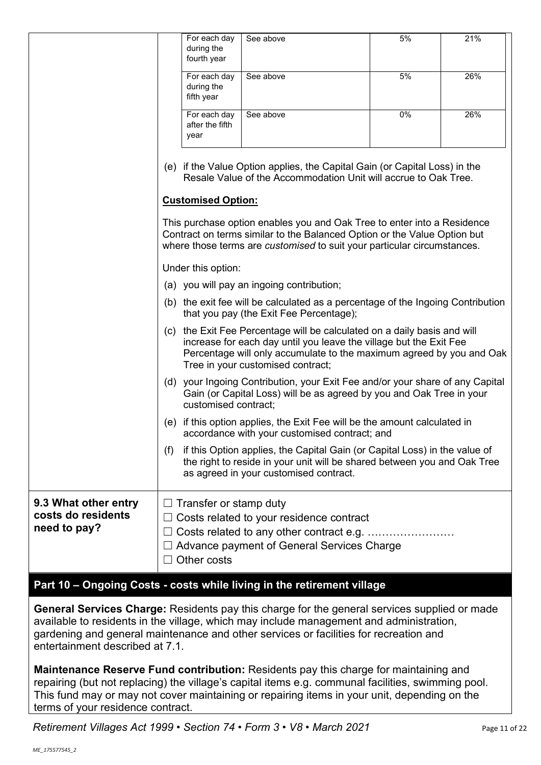| | | | |
|---|---|---|---|
| For each day during the fourth year | See above | 5% | 21% |
| For each day during the fifth year | See above | 5% | 26% |
| For each day after the fifth year | See above | 0% | 26% |

(e) if the Value Option applies, the Capital Gain (or Capital Loss) in the Resale Value of the Accommodation Unit will accrue to Oak Tree.

**Customised Option:**

This purchase option enables you and Oak Tree to enter into a Residence Contract on terms similar to the Balanced Option or the Value Option but where those terms are *customised* to suit your particular circumstances.

Under this option:

(a) you will pay an ingoing contribution;

(b) the exit fee will be calculated as a percentage of the Ingoing Contribution that you pay (the Exit Fee Percentage);

(c) the Exit Fee Percentage will be calculated on a daily basis and will increase for each day until you leave the village but the Exit Fee Percentage will only accumulate to the maximum agreed by you and Oak Tree in your customised contract;

(d) your Ingoing Contribution, your Exit Fee and/or your share of any Capital Gain (or Capital Loss) will be as agreed by you and Oak Tree in your customised contract;

(e) if this option applies, the Exit Fee will be the amount calculated in accordance with your customised contract; and

(f) if this Option applies, the Capital Gain (or Capital Loss) in the value of the right to reside in your unit will be shared between you and Oak Tree as agreed in your customised contract.

| | |
|---|---|
| **9.3 What other entry costs do residents need to pay?** | ☐ Transfer or stamp duty<br>☐ Costs related to your residence contract<br>☐ Costs related to any other contract e.g. ……………………<br>☐ Advance payment of General Services Charge<br>☐ Other costs |

## Part 10 – Ongoing Costs - costs while living in the retirement village

**General Services Charge:** Residents pay this charge for the general services supplied or made available to residents in the village, which may include management and administration, gardening and general maintenance and other services or facilities for recreation and entertainment described at 7.1.

**Maintenance Reserve Fund contribution:** Residents pay this charge for maintaining and repairing (but not replacing) the village's capital items e.g. communal facilities, swimming pool. This fund may or may not cover maintaining or repairing items in your unit, depending on the terms of your residence contract.

*Retirement Villages Act 1999 • Section 74 • Form 3 • V8 • March 2021*

*ME_175577545_2*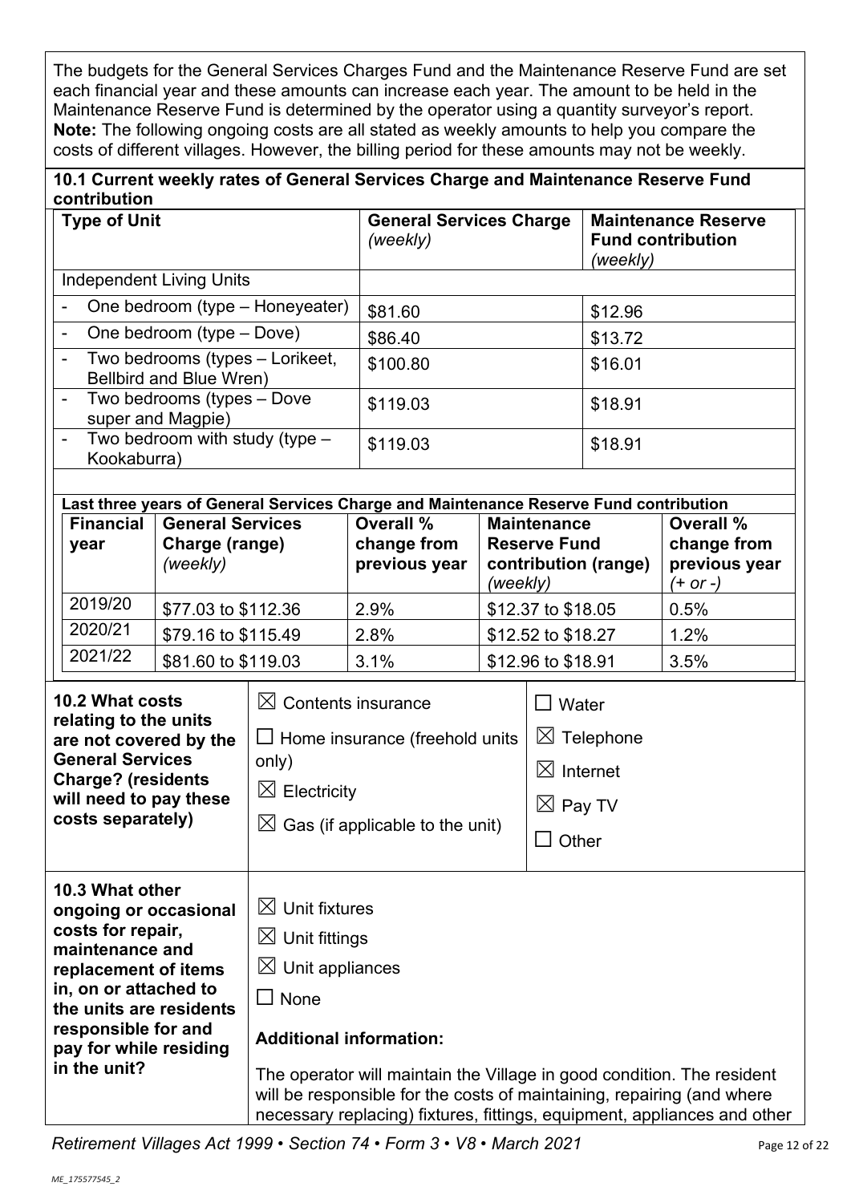The budgets for the General Services Charges Fund and the Maintenance Reserve Fund are set each financial year and these amounts can increase each year. The amount to be held in the Maintenance Reserve Fund is determined by the operator using a quantity surveyor's report.
**Note:** The following ongoing costs are all stated as weekly amounts to help you compare the costs of different villages. However, the billing period for these amounts may not be weekly.

**10.1 Current weekly rates of General Services Charge and Maintenance Reserve Fund contribution**

| Type of Unit | General Services Charge *(weekly)* | Maintenance Reserve Fund contribution *(weekly)* |
|---|---|---|
| Independent Living Units | | |
| - One bedroom (type – Honeyeater) | $81.60 | $12.96 |
| - One bedroom (type – Dove) | $86.40 | $13.72 |
| - Two bedrooms (types – Lorikeet, Bellbird and Blue Wren) | $100.80 | $16.01 |
| - Two bedrooms (types – Dove super and Magpie) | $119.03 | $18.91 |
| - Two bedroom with study (type – Kookaburra) | $119.03 | $18.91 |

**Last three years of General Services Charge and Maintenance Reserve Fund contribution**

| Financial year | General Services Charge (range) *(weekly)* | Overall % change from previous year | Maintenance Reserve Fund contribution (range) *(weekly)* | Overall % change from previous year *(+ or -)* |
|---|---|---|---|---|
| 2019/20 | $77.03 to $112.36 | 2.9% | $12.37 to $18.05 | 0.5% |
| 2020/21 | $79.16 to $115.49 | 2.8% | $12.52 to $18.27 | 1.2% |
| 2021/22 | $81.60 to $119.03 | 3.1% | $12.96 to $18.91 | 3.5% |

**10.2 What costs relating to the units are not covered by the General Services Charge? (residents will need to pay these costs separately)**

- ☒ Contents insurance
- ☐ Home insurance (freehold units only)
- ☒ Electricity
- ☒ Gas (if applicable to the unit)
- ☐ Water
- ☒ Telephone
- ☒ Internet
- ☒ Pay TV
- ☐ Other

**10.3 What other ongoing or occasional costs for repair, maintenance and replacement of items in, on or attached to the units are residents responsible for and pay for while residing in the unit?**

- ☒ Unit fixtures
- ☒ Unit fittings
- ☒ Unit appliances
- ☐ None

**Additional information:**

The operator will maintain the Village in good condition. The resident will be responsible for the costs of maintaining, repairing (and where necessary replacing) fixtures, fittings, equipment, appliances and other

*Retirement Villages Act 1999 • Section 74 • Form 3 • V8 • March 2021*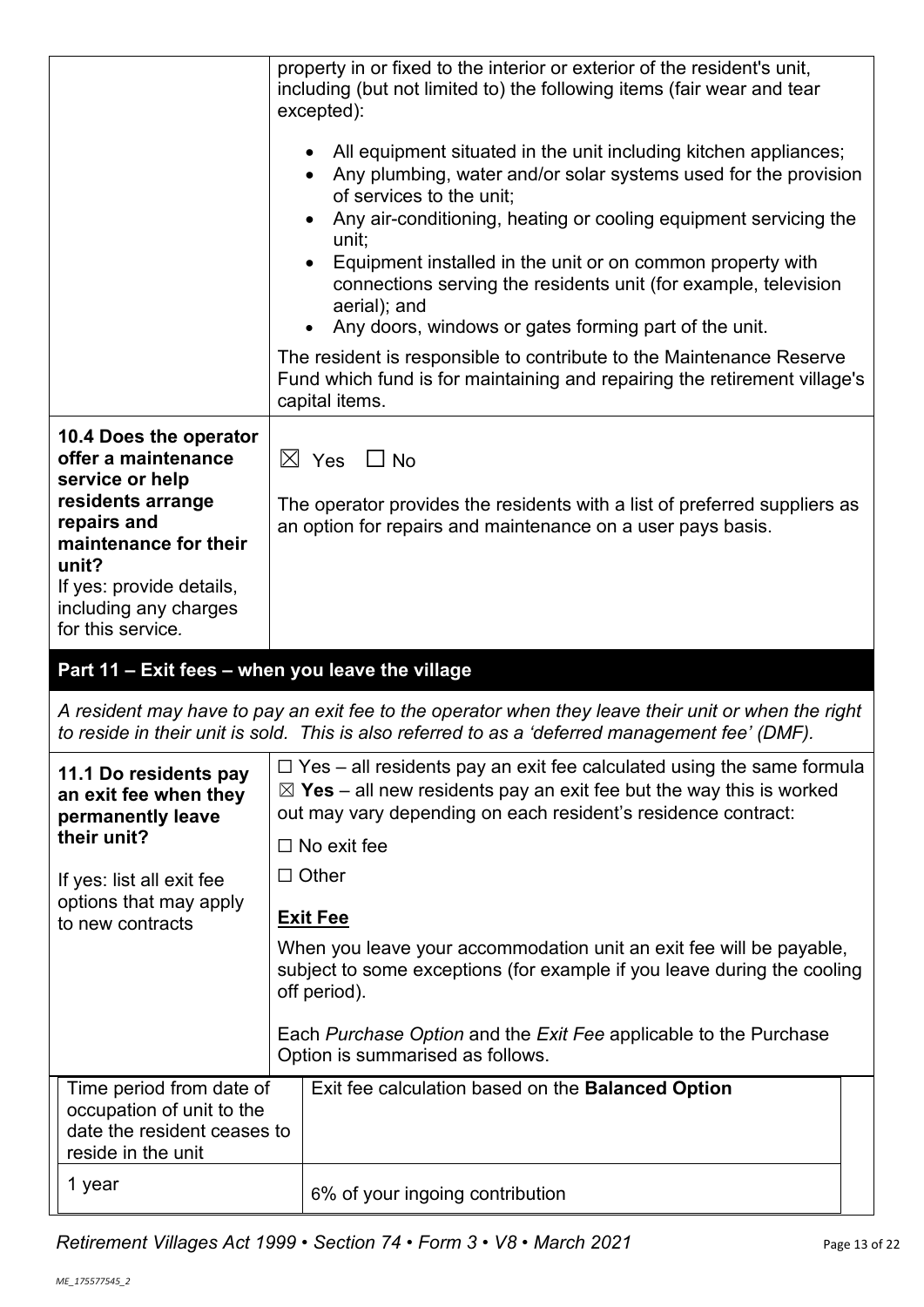| | |
|---|---|
| | property in or fixed to the interior or exterior of the resident's unit, including (but not limited to) the following items (fair wear and tear excepted):<br>• All equipment situated in the unit including kitchen appliances;<br>• Any plumbing, water and/or solar systems used for the provision of services to the unit;<br>• Any air-conditioning, heating or cooling equipment servicing the unit;<br>• Equipment installed in the unit or on common property with connections serving the residents unit (for example, television aerial); and<br>• Any doors, windows or gates forming part of the unit.<br>The resident is responsible to contribute to the Maintenance Reserve Fund which fund is for maintaining and repairing the retirement village's capital items. |
| **10.4 Does the operator offer a maintenance service or help residents arrange repairs and maintenance for their unit?**<br>If yes: provide details, including any charges for this service. | ☒ Yes ☐ No<br>The operator provides the residents with a list of preferred suppliers as an option for repairs and maintenance on a user pays basis. |

## Part 11 – Exit fees – when you leave the village

*A resident may have to pay an exit fee to the operator when they leave their unit or when the right to reside in their unit is sold. This is also referred to as a 'deferred management fee' (DMF).*

| | |
|---|---|
| **11.1 Do residents pay an exit fee when they permanently leave their unit?**<br>If yes: list all exit fee options that may apply to new contracts | ☐ Yes – all residents pay an exit fee calculated using the same formula<br>☒ **Yes** – all new residents pay an exit fee but the way this is worked out may vary depending on each resident's residence contract:<br>☐ No exit fee<br>☐ Other<br>**Exit Fee**<br>When you leave your accommodation unit an exit fee will be payable, subject to some exceptions (for example if you leave during the cooling off period).<br>Each *Purchase Option* and the *Exit Fee* applicable to the Purchase Option is summarised as follows. |

| Time period from date of occupation of unit to the date the resident ceases to reside in the unit | Exit fee calculation based on the **Balanced Option** |
|---|---|
| 1 year | 6% of your ingoing contribution |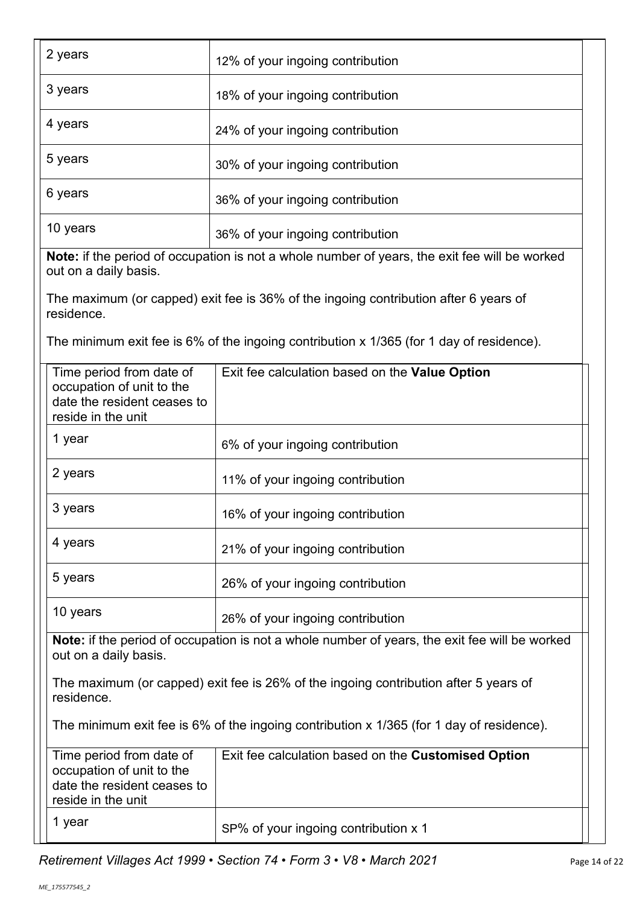| | |
|---|---|
| 2 years | 12% of your ingoing contribution |
| 3 years | 18% of your ingoing contribution |
| 4 years | 24% of your ingoing contribution |
| 5 years | 30% of your ingoing contribution |
| 6 years | 36% of your ingoing contribution |
| 10 years | 36% of your ingoing contribution |

**Note:** if the period of occupation is not a whole number of years, the exit fee will be worked out on a daily basis.

The maximum (or capped) exit fee is 36% of the ingoing contribution after 6 years of residence.

The minimum exit fee is 6% of the ingoing contribution x 1/365 (for 1 day of residence).

| Time period from date of occupation of unit to the date the resident ceases to reside in the unit | Exit fee calculation based on the **Value Option** |
|---|---|
| 1 year | 6% of your ingoing contribution |
| 2 years | 11% of your ingoing contribution |
| 3 years | 16% of your ingoing contribution |
| 4 years | 21% of your ingoing contribution |
| 5 years | 26% of your ingoing contribution |
| 10 years | 26% of your ingoing contribution |

**Note:** if the period of occupation is not a whole number of years, the exit fee will be worked out on a daily basis.

The maximum (or capped) exit fee is 26% of the ingoing contribution after 5 years of residence.

The minimum exit fee is 6% of the ingoing contribution x 1/365 (for 1 day of residence).

| Time period from date of occupation of unit to the date the resident ceases to reside in the unit | Exit fee calculation based on the **Customised Option** |
|---|---|
| 1 year | SP% of your ingoing contribution x 1 |

*Retirement Villages Act 1999 • Section 74 • Form 3 • V8 • March 2021*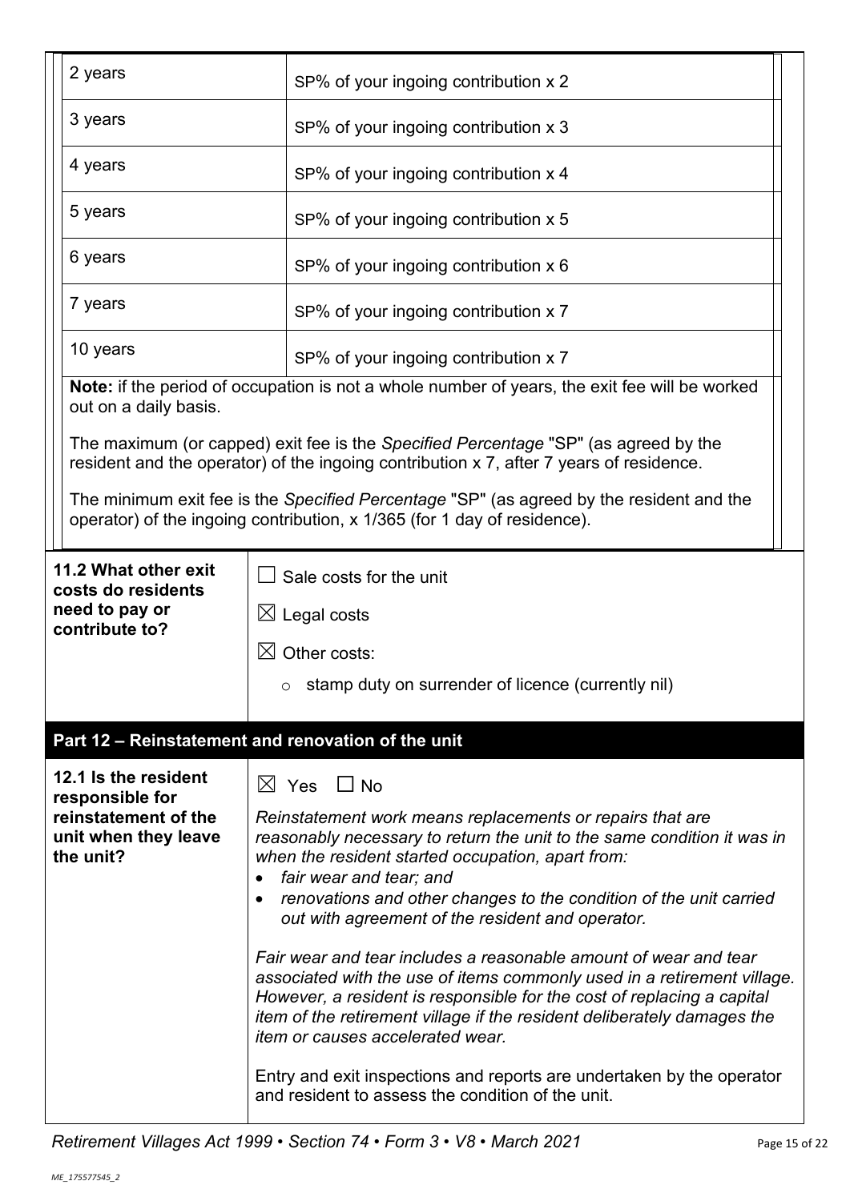| | |
|---|---|
| 2 years | SP% of your ingoing contribution x 2 |
| 3 years | SP% of your ingoing contribution x 3 |
| 4 years | SP% of your ingoing contribution x 4 |
| 5 years | SP% of your ingoing contribution x 5 |
| 6 years | SP% of your ingoing contribution x 6 |
| 7 years | SP% of your ingoing contribution x 7 |
| 10 years | SP% of your ingoing contribution x 7 |

**Note:** if the period of occupation is not a whole number of years, the exit fee will be worked out on a daily basis.

The maximum (or capped) exit fee is the *Specified Percentage* "SP" (as agreed by the resident and the operator) of the ingoing contribution x 7, after 7 years of residence.

The minimum exit fee is the *Specified Percentage* "SP" (as agreed by the resident and the operator) of the ingoing contribution, x 1/365 (for 1 day of residence).

| | |
|---|---|
| **11.2 What other exit costs do residents need to pay or contribute to?** | ☐ Sale costs for the unit<br>☒ Legal costs<br>☒ Other costs:<br>○ stamp duty on surrender of licence (currently nil) |

## Part 12 – Reinstatement and renovation of the unit

| | |
|---|---|
| **12.1 Is the resident responsible for reinstatement of the unit when they leave the unit?** | ☒ Yes ☐ No<br>*Reinstatement work means replacements or repairs that are reasonably necessary to return the unit to the same condition it was in when the resident started occupation, apart from:*<br>• *fair wear and tear; and*<br>• *renovations and other changes to the condition of the unit carried out with agreement of the resident and operator.*<br>*Fair wear and tear includes a reasonable amount of wear and tear associated with the use of items commonly used in a retirement village. However, a resident is responsible for the cost of replacing a capital item of the retirement village if the resident deliberately damages the item or causes accelerated wear.*<br>Entry and exit inspections and reports are undertaken by the operator and resident to assess the condition of the unit. |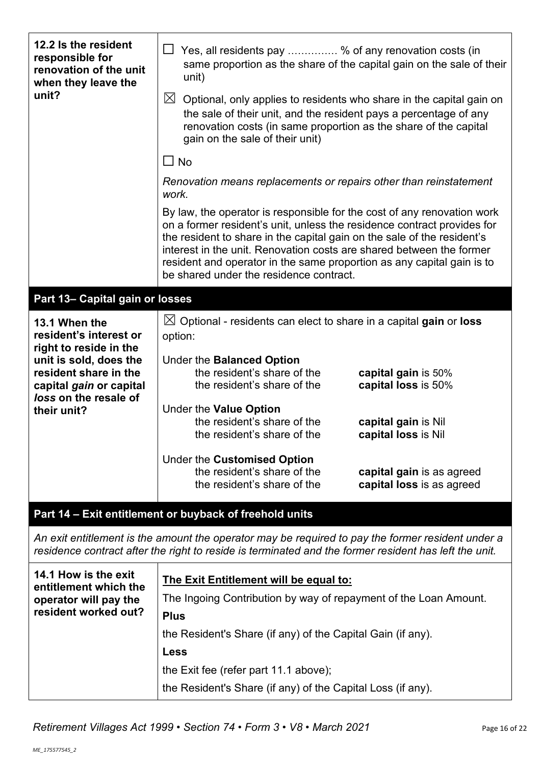| | |
|---|---|
| **12.2 Is the resident responsible for renovation of the unit when they leave the unit?** | ☐ Yes, all residents pay …………. % of any renovation costs (in same proportion as the share of the capital gain on the sale of their unit)<br><br>☒ Optional, only applies to residents who share in the capital gain on the sale of their unit, and the resident pays a percentage of any renovation costs (in same proportion as the share of the capital gain on the sale of their unit)<br><br>☐ No<br><br>*Renovation means replacements or repairs other than reinstatement work.*<br><br>By law, the operator is responsible for the cost of any renovation work on a former resident's unit, unless the residence contract provides for the resident to share in the capital gain on the sale of the resident's interest in the unit. Renovation costs are shared between the former resident and operator in the same proportion as any capital gain is to be shared under the residence contract. |

## Part 13– Capital gain or losses

| | |
|---|---|
| **13.1 When the resident's interest or right to reside in the unit is sold, does the resident share in the capital *gain* or capital *loss* on the resale of their unit?** | ☒ Optional - residents can elect to share in a capital **gain** or **loss** option:<br><br>Under the **Balanced Option**<br>the resident's share of the **capital gain** is 50%<br>the resident's share of the **capital loss** is 50%<br><br>Under the **Value Option**<br>the resident's share of the **capital gain** is Nil<br>the resident's share of the **capital loss** is Nil<br><br>Under the **Customised Option**<br>the resident's share of the **capital gain** is as agreed<br>the resident's share of the **capital loss** is as agreed |

## Part 14 – Exit entitlement or buyback of freehold units

*An exit entitlement is the amount the operator may be required to pay the former resident under a residence contract after the right to reside is terminated and the former resident has left the unit.*

| | |
|---|---|
| **14.1 How is the exit entitlement which the operator will pay the resident worked out?** | <u>**The Exit Entitlement will be equal to:**</u><br><br>The Ingoing Contribution by way of repayment of the Loan Amount.<br><br>**Plus**<br><br>the Resident's Share (if any) of the Capital Gain (if any).<br><br>**Less**<br><br>the Exit fee (refer part 11.1 above);<br><br>the Resident's Share (if any) of the Capital Loss (if any). |

*Retirement Villages Act 1999 • Section 74 • Form 3 • V8 • March 2021*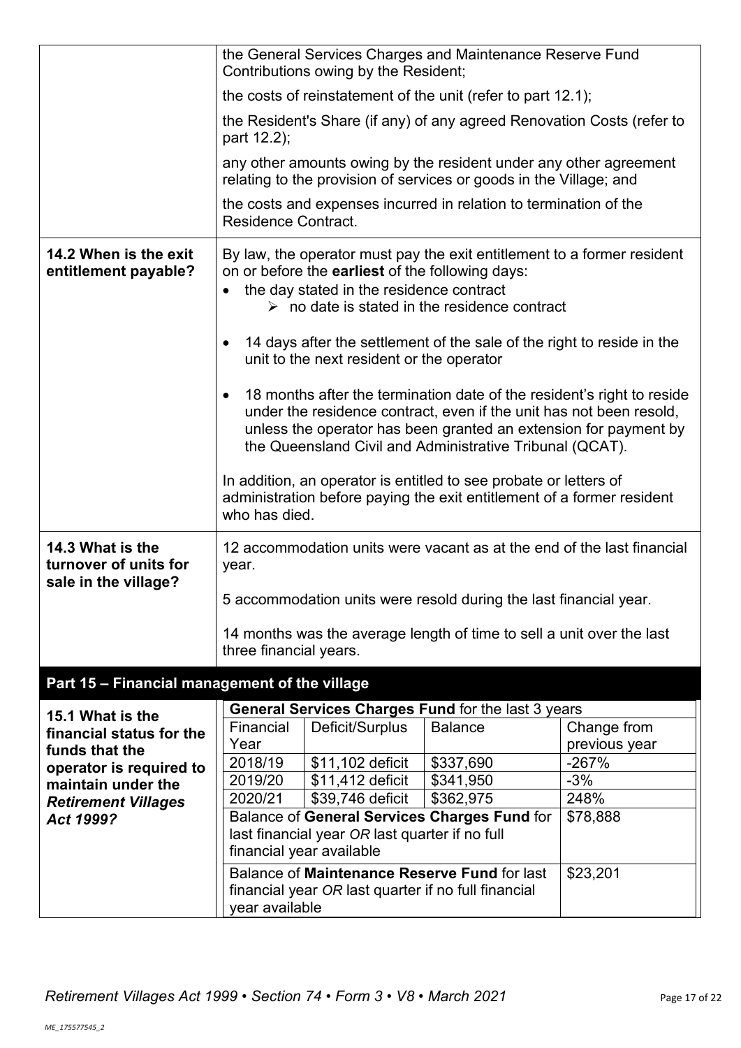| | |
|---|---|
| | the General Services Charges and Maintenance Reserve Fund Contributions owing by the Resident;<br><br>the costs of reinstatement of the unit (refer to part 12.1);<br><br>the Resident's Share (if any) of any agreed Renovation Costs (refer to part 12.2);<br><br>any other amounts owing by the resident under any other agreement relating to the provision of services or goods in the Village; and<br><br>the costs and expenses incurred in relation to termination of the Residence Contract. |
| **14.2 When is the exit entitlement payable?** | By law, the operator must pay the exit entitlement to a former resident on or before the **earliest** of the following days:<br>• the day stated in the residence contract<br>  ➢ no date is stated in the residence contract<br><br>• 14 days after the settlement of the sale of the right to reside in the unit to the next resident or the operator<br><br>• 18 months after the termination date of the resident's right to reside under the residence contract, even if the unit has not been resold, unless the operator has been granted an extension for payment by the Queensland Civil and Administrative Tribunal (QCAT).<br><br>In addition, an operator is entitled to see probate or letters of administration before paying the exit entitlement of a former resident who has died. |
| **14.3 What is the turnover of units for sale in the village?** | 12 accommodation units were vacant as at the end of the last financial year.<br><br>5 accommodation units were resold during the last financial year.<br><br>14 months was the average length of time to sell a unit over the last three financial years. |

## Part 15 – Financial management of the village

**15.1 What is the financial status for the funds that the operator is required to maintain under the *Retirement Villages Act 1999*?**

| **General Services Charges Fund** for the last 3 years | | | |
|---|---|---|---|
| Financial Year | Deficit/Surplus | Balance | Change from previous year |
| 2018/19 | $11,102 deficit | $337,690 | -267% |
| 2019/20 | $11,412 deficit | $341,950 | -3% |
| 2020/21 | $39,746 deficit | $362,975 | 248% |
| Balance of **General Services Charges Fund** for last financial year *OR* last quarter if no full financial year available | | | $78,888 |
| Balance of **Maintenance Reserve Fund** for last financial year *OR* last quarter if no full financial year available | | | $23,201 |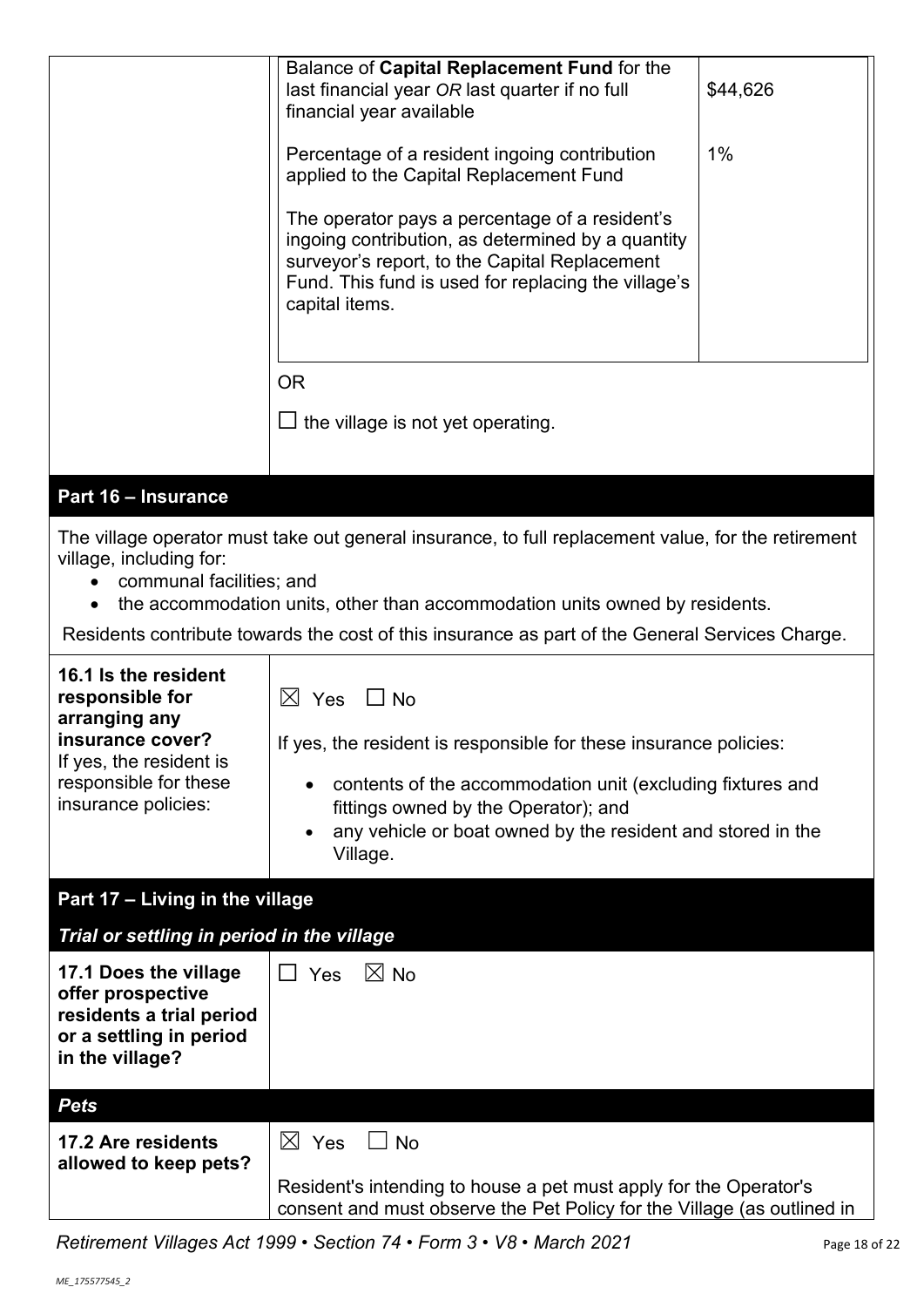| | | |
|---|---|---|
| | Balance of **Capital Replacement Fund** for the last financial year *OR* last quarter if no full financial year available | $44,626 |
| | Percentage of a resident ingoing contribution applied to the Capital Replacement Fund<br><br>The operator pays a percentage of a resident's ingoing contribution, as determined by a quantity surveyor's report, to the Capital Replacement Fund. This fund is used for replacing the village's capital items. | 1% |
| | OR<br><br>☐ the village is not yet operating. | |

## Part 16 – Insurance

The village operator must take out general insurance, to full replacement value, for the retirement village, including for:

- communal facilities; and
- the accommodation units, other than accommodation units owned by residents.

Residents contribute towards the cost of this insurance as part of the General Services Charge.

| | |
|---|---|
| **16.1 Is the resident responsible for arranging any insurance cover?**<br>If yes, the resident is responsible for these insurance policies: | ☒ Yes ☐ No<br><br>If yes, the resident is responsible for these insurance policies:<br><br>• contents of the accommodation unit (excluding fixtures and fittings owned by the Operator); and<br>• any vehicle or boat owned by the resident and stored in the Village. |

## Part 17 – Living in the village

### *Trial or settling in period in the village*

| | |
|---|---|
| **17.1 Does the village offer prospective residents a trial period or a settling in period in the village?** | ☐ Yes ☒ No |

### *Pets*

| | |
|---|---|
| **17.2 Are residents allowed to keep pets?** | ☒ Yes ☐ No<br><br>Resident's intending to house a pet must apply for the Operator's consent and must observe the Pet Policy for the Village (as outlined in |

*Retirement Villages Act 1999 • Section 74 • Form 3 • V8 • March 2021*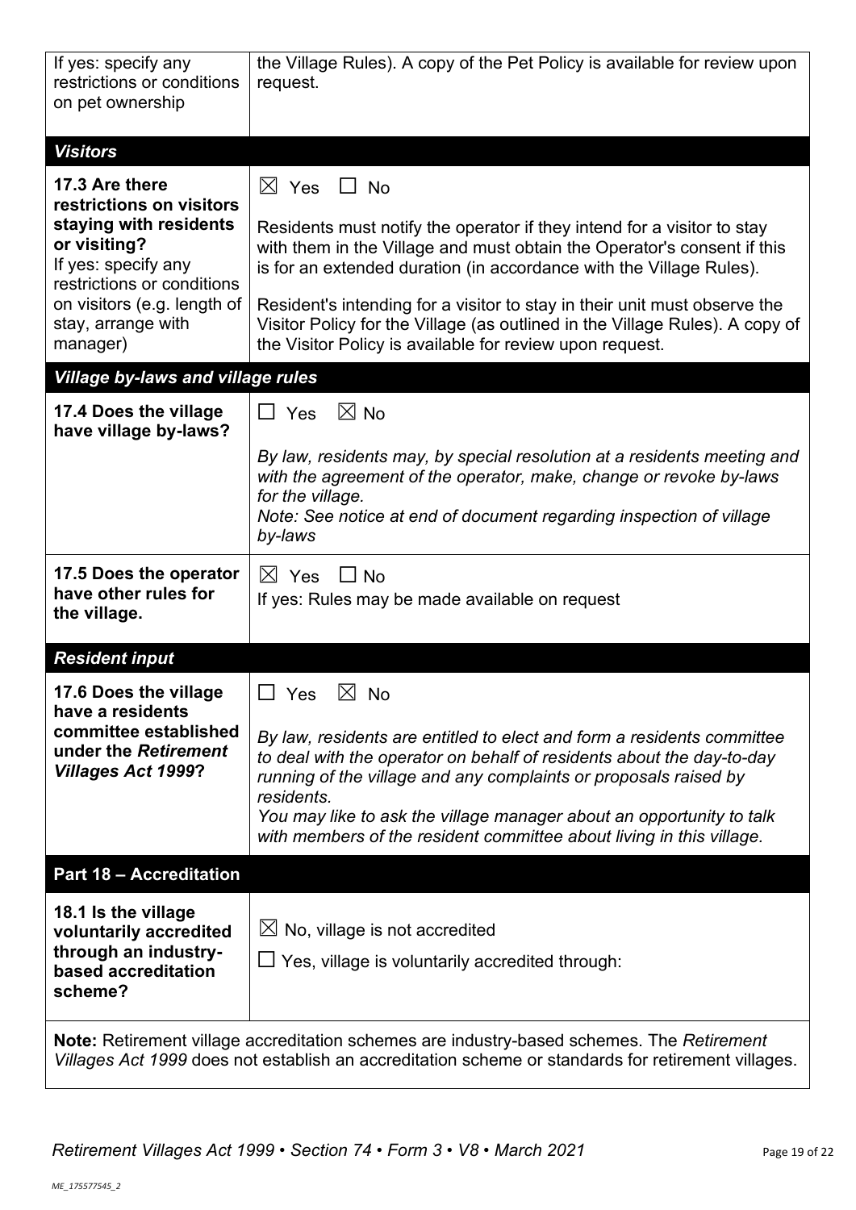| | |
|---|---|
| If yes: specify any restrictions or conditions on pet ownership | the Village Rules). A copy of the Pet Policy is available for review upon request. |
| ***Visitors*** | |
| **17.3 Are there restrictions on visitors staying with residents or visiting?** If yes: specify any restrictions or conditions on visitors (e.g. length of stay, arrange with manager) | ☒ Yes ☐ No<br><br>Residents must notify the operator if they intend for a visitor to stay with them in the Village and must obtain the Operator's consent if this is for an extended duration (in accordance with the Village Rules).<br><br>Resident's intending for a visitor to stay in their unit must observe the Visitor Policy for the Village (as outlined in the Village Rules). A copy of the Visitor Policy is available for review upon request. |
| ***Village by-laws and village rules*** | |
| **17.4 Does the village have village by-laws?** | ☐ Yes ☒ No<br><br>*By law, residents may, by special resolution at a residents meeting and with the agreement of the operator, make, change or revoke by-laws for the village.*<br>*Note: See notice at end of document regarding inspection of village by-laws* |
| **17.5 Does the operator have other rules for the village.** | ☒ Yes ☐ No<br>If yes: Rules may be made available on request |
| ***Resident input*** | |
| **17.6 Does the village have a residents committee established under the *Retirement Villages Act 1999*?** | ☐ Yes ☒ No<br><br>*By law, residents are entitled to elect and form a residents committee to deal with the operator on behalf of residents about the day-to-day running of the village and any complaints or proposals raised by residents.*<br>*You may like to ask the village manager about an opportunity to talk with members of the resident committee about living in this village.* |
| **Part 18 – Accreditation** | |
| **18.1 Is the village voluntarily accredited through an industry-based accreditation scheme?** | ☒ No, village is not accredited<br>☐ Yes, village is voluntarily accredited through: |

**Note:** Retirement village accreditation schemes are industry-based schemes. The *Retirement Villages Act 1999* does not establish an accreditation scheme or standards for retirement villages.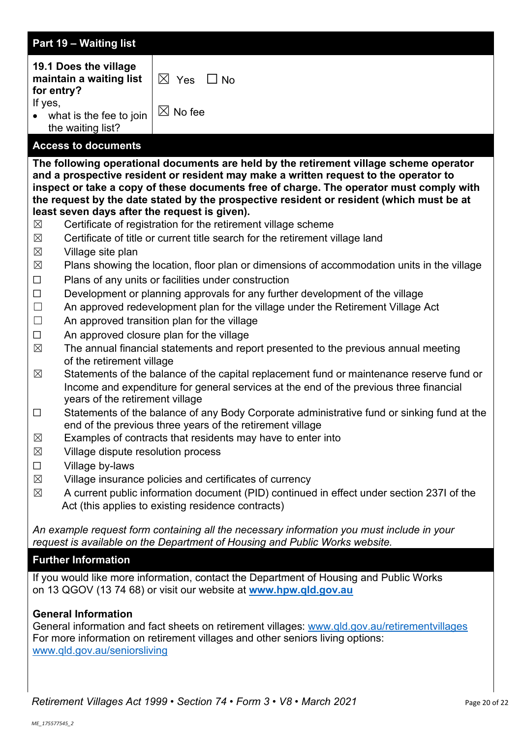## Part 19 – Waiting list

| | |
|---|---|
| **19.1 Does the village maintain a waiting list for entry?**<br>If yes,<br>• what is the fee to join the waiting list? | ☒ Yes ☐ No<br><br>☒ No fee |

## Access to documents

**The following operational documents are held by the retirement village scheme operator and a prospective resident or resident may make a written request to the operator to inspect or take a copy of these documents free of charge. The operator must comply with the request by the date stated by the prospective resident or resident (which must be at least seven days after the request is given).**

- ☒ Certificate of registration for the retirement village scheme
- ☒ Certificate of title or current title search for the retirement village land
- ☒ Village site plan
- ☒ Plans showing the location, floor plan or dimensions of accommodation units in the village
- ☐ Plans of any units or facilities under construction
- ☐ Development or planning approvals for any further development of the village
- ☐ An approved redevelopment plan for the village under the Retirement Village Act
- ☐ An approved transition plan for the village
- ☐ An approved closure plan for the village
- ☒ The annual financial statements and report presented to the previous annual meeting of the retirement village
- ☒ Statements of the balance of the capital replacement fund or maintenance reserve fund or Income and expenditure for general services at the end of the previous three financial years of the retirement village
- ☐ Statements of the balance of any Body Corporate administrative fund or sinking fund at the end of the previous three years of the retirement village
- ☒ Examples of contracts that residents may have to enter into
- ☒ Village dispute resolution process
- ☐ Village by-laws
- ☒ Village insurance policies and certificates of currency
- ☒ A current public information document (PID) continued in effect under section 237I of the Act (this applies to existing residence contracts)

*An example request form containing all the necessary information you must include in your request is available on the Department of Housing and Public Works website.*

## Further Information

If you would like more information, contact the Department of Housing and Public Works on 13 QGOV (13 74 68) or visit our website at **[www.hpw.qld.gov.au](http://www.hpw.qld.gov.au)**

**General Information**

General information and fact sheets on retirement villages: [www.qld.gov.au/retirementvillages](http://www.qld.gov.au/retirementvillages)
For more information on retirement villages and other seniors living options: [www.qld.gov.au/seniorsliving](http://www.qld.gov.au/seniorsliving)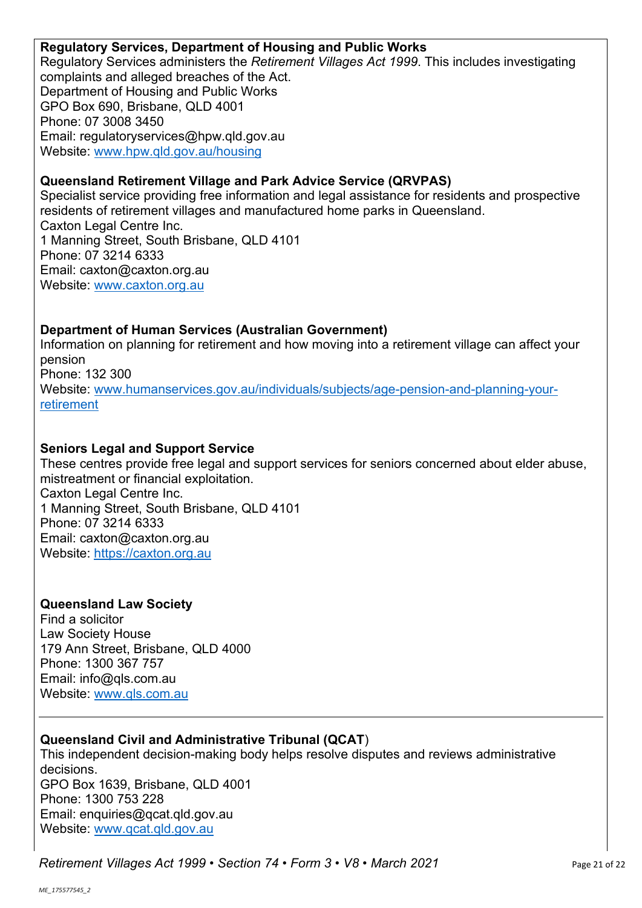**Regulatory Services, Department of Housing and Public Works**
Regulatory Services administers the *Retirement Villages Act 1999*. This includes investigating complaints and alleged breaches of the Act.
Department of Housing and Public Works
GPO Box 690, Brisbane, QLD 4001
Phone: 07 3008 3450
Email: regulatoryservices@hpw.qld.gov.au
Website: www.hpw.qld.gov.au/housing

**Queensland Retirement Village and Park Advice Service (QRVPAS)**
Specialist service providing free information and legal assistance for residents and prospective residents of retirement villages and manufactured home parks in Queensland.
Caxton Legal Centre Inc.
1 Manning Street, South Brisbane, QLD 4101
Phone: 07 3214 6333
Email: caxton@caxton.org.au
Website: www.caxton.org.au

**Department of Human Services (Australian Government)**
Information on planning for retirement and how moving into a retirement village can affect your pension
Phone: 132 300
Website: www.humanservices.gov.au/individuals/subjects/age-pension-and-planning-your-retirement

**Seniors Legal and Support Service**
These centres provide free legal and support services for seniors concerned about elder abuse, mistreatment or financial exploitation.
Caxton Legal Centre Inc.
1 Manning Street, South Brisbane, QLD 4101
Phone: 07 3214 6333
Email: caxton@caxton.org.au
Website: https://caxton.org.au

**Queensland Law Society**
Find a solicitor
Law Society House
179 Ann Street, Brisbane, QLD 4000
Phone: 1300 367 757
Email: info@qls.com.au
Website: www.qls.com.au

---

**Queensland Civil and Administrative Tribunal (QCAT**)
This independent decision-making body helps resolve disputes and reviews administrative decisions.
GPO Box 1639, Brisbane, QLD 4001
Phone: 1300 753 228
Email: enquiries@qcat.qld.gov.au
Website: www.qcat.qld.gov.au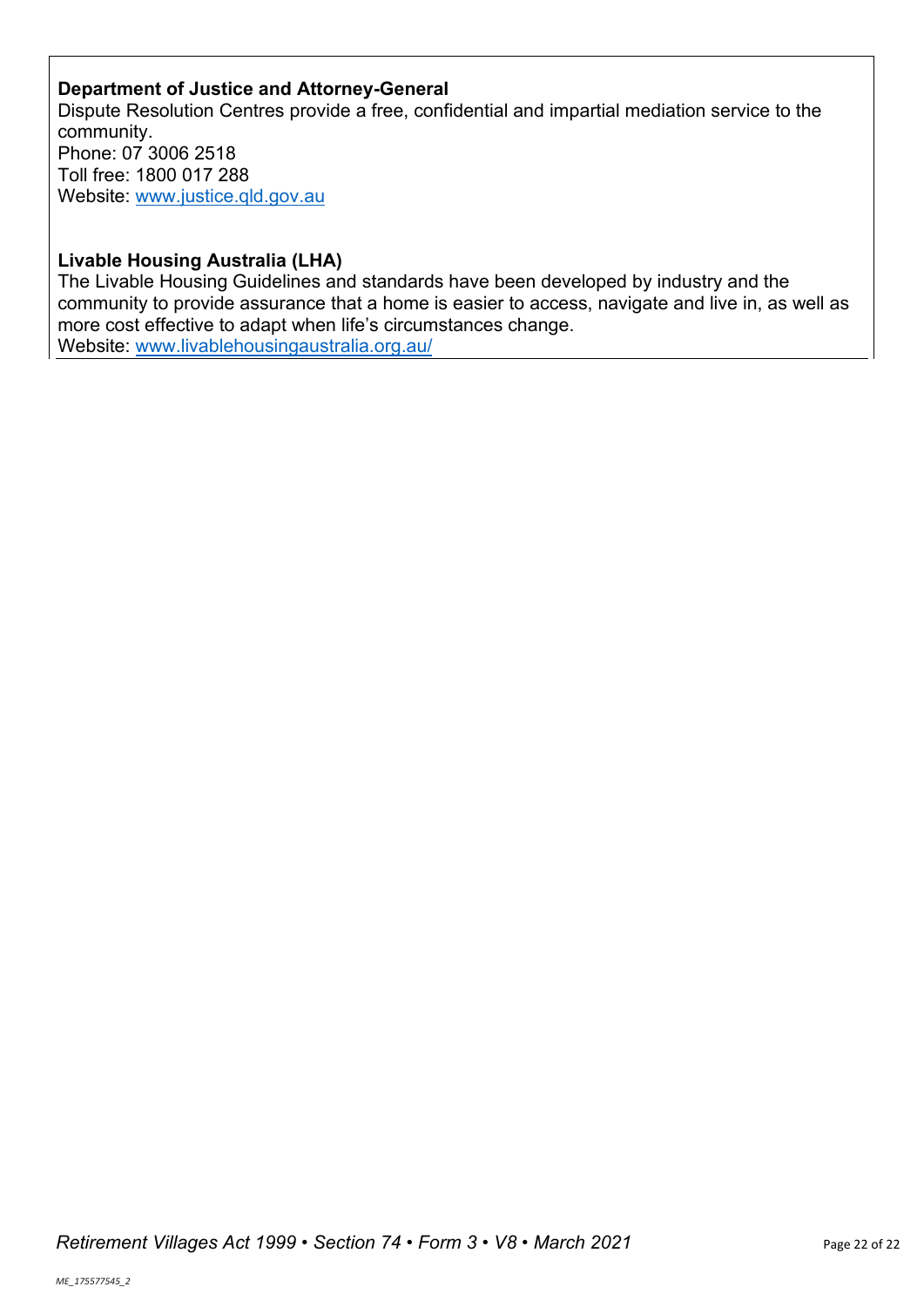**Department of Justice and Attorney-General**
Dispute Resolution Centres provide a free, confidential and impartial mediation service to the community.
Phone: 07 3006 2518
Toll free: 1800 017 288
Website: www.justice.qld.gov.au

**Livable Housing Australia (LHA)**
The Livable Housing Guidelines and standards have been developed by industry and the community to provide assurance that a home is easier to access, navigate and live in, as well as more cost effective to adapt when life's circumstances change.
Website: www.livablehousingaustralia.org.au/